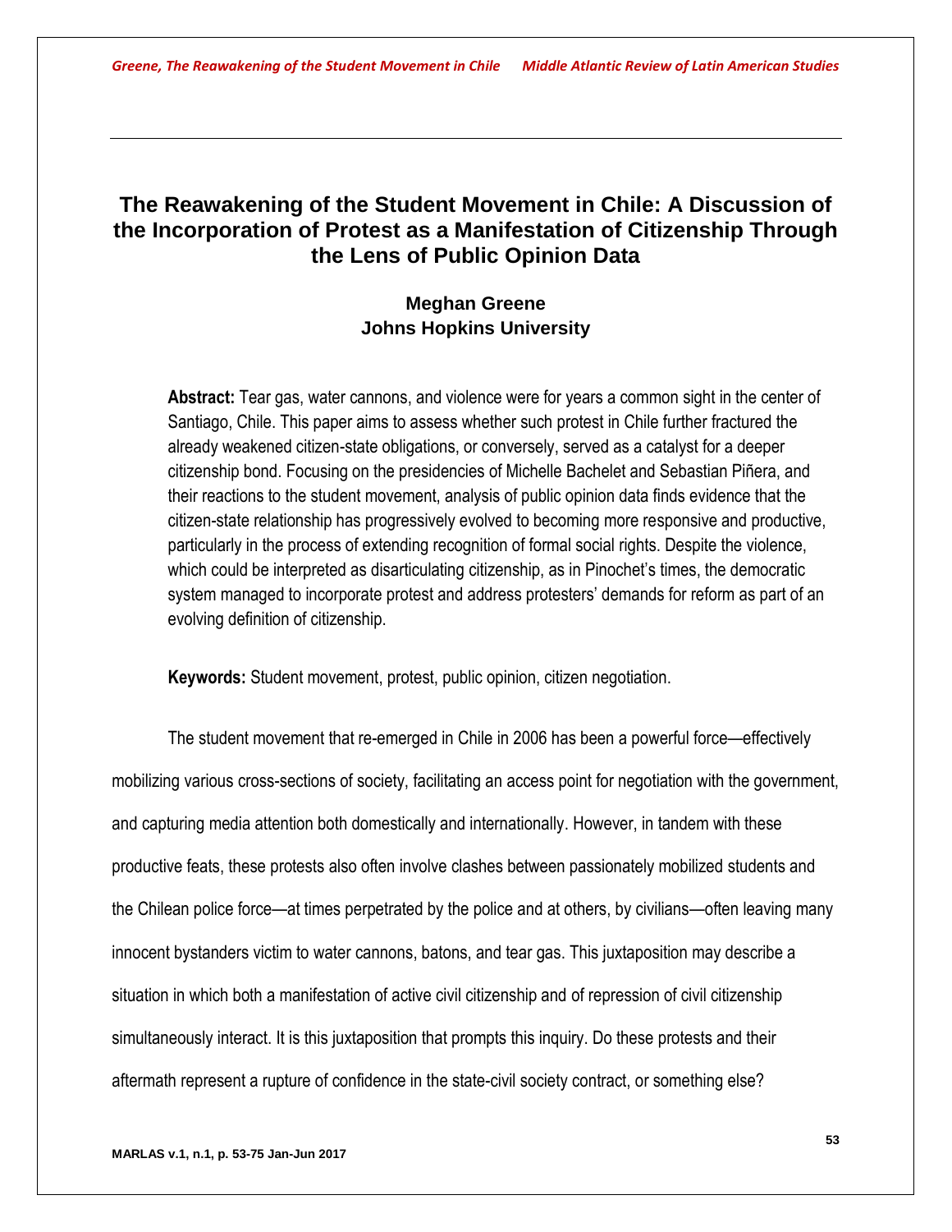# The Reawakening of the Student Movement in Chile: A Discussion of the Incorporation of Protest as a Manifestation of Citizenship Through the Lens of Public Opinion Data

**Meghan Greene**
**Johns Hopkins University**

**Abstract:** Tear gas, water cannons, and violence were for years a common sight in the center of Santiago, Chile. This paper aims to assess whether such protest in Chile further fractured the already weakened citizen-state obligations, or conversely, served as a catalyst for a deeper citizenship bond. Focusing on the presidencies of Michelle Bachelet and Sebastian Piñera, and their reactions to the student movement, analysis of public opinion data finds evidence that the citizen-state relationship has progressively evolved to becoming more responsive and productive, particularly in the process of extending recognition of formal social rights. Despite the violence, which could be interpreted as disarticulating citizenship, as in Pinochet's times, the democratic system managed to incorporate protest and address protesters' demands for reform as part of an evolving definition of citizenship.

**Keywords:** Student movement, protest, public opinion, citizen negotiation.

The student movement that re-emerged in Chile in 2006 has been a powerful force—effectively mobilizing various cross-sections of society, facilitating an access point for negotiation with the government, and capturing media attention both domestically and internationally. However, in tandem with these productive feats, these protests also often involve clashes between passionately mobilized students and the Chilean police force—at times perpetrated by the police and at others, by civilians—often leaving many innocent bystanders victim to water cannons, batons, and tear gas. This juxtaposition may describe a situation in which both a manifestation of active civil citizenship and of repression of civil citizenship simultaneously interact. It is this juxtaposition that prompts this inquiry. Do these protests and their aftermath represent a rupture of confidence in the state-civil society contract, or something else?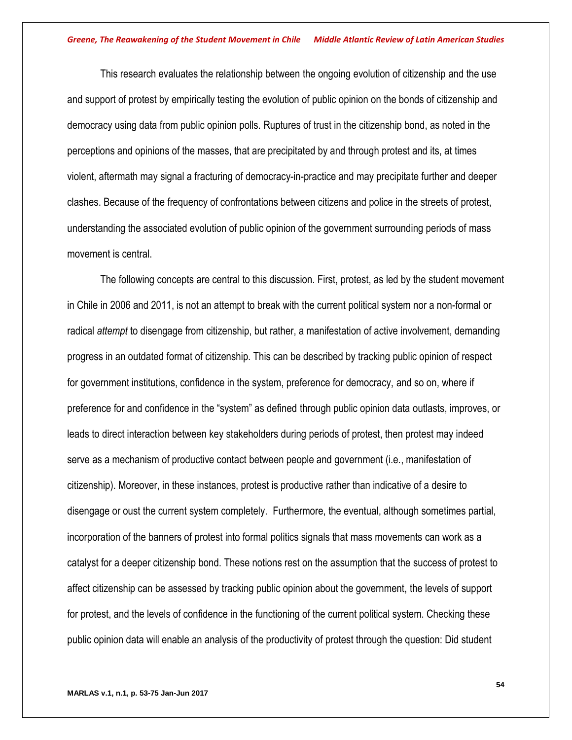This research evaluates the relationship between the ongoing evolution of citizenship and the use and support of protest by empirically testing the evolution of public opinion on the bonds of citizenship and democracy using data from public opinion polls. Ruptures of trust in the citizenship bond, as noted in the perceptions and opinions of the masses, that are precipitated by and through protest and its, at times violent, aftermath may signal a fracturing of democracy-in-practice and may precipitate further and deeper clashes. Because of the frequency of confrontations between citizens and police in the streets of protest, understanding the associated evolution of public opinion of the government surrounding periods of mass movement is central.

The following concepts are central to this discussion. First, protest, as led by the student movement in Chile in 2006 and 2011, is not an attempt to break with the current political system nor a non-formal or radical *attempt* to disengage from citizenship, but rather, a manifestation of active involvement, demanding progress in an outdated format of citizenship. This can be described by tracking public opinion of respect for government institutions, confidence in the system, preference for democracy, and so on, where if preference for and confidence in the "system" as defined through public opinion data outlasts, improves, or leads to direct interaction between key stakeholders during periods of protest, then protest may indeed serve as a mechanism of productive contact between people and government (i.e., manifestation of citizenship). Moreover, in these instances, protest is productive rather than indicative of a desire to disengage or oust the current system completely. Furthermore, the eventual, although sometimes partial, incorporation of the banners of protest into formal politics signals that mass movements can work as a catalyst for a deeper citizenship bond. These notions rest on the assumption that the success of protest to affect citizenship can be assessed by tracking public opinion about the government, the levels of support for protest, and the levels of confidence in the functioning of the current political system. Checking these public opinion data will enable an analysis of the productivity of protest through the question: Did student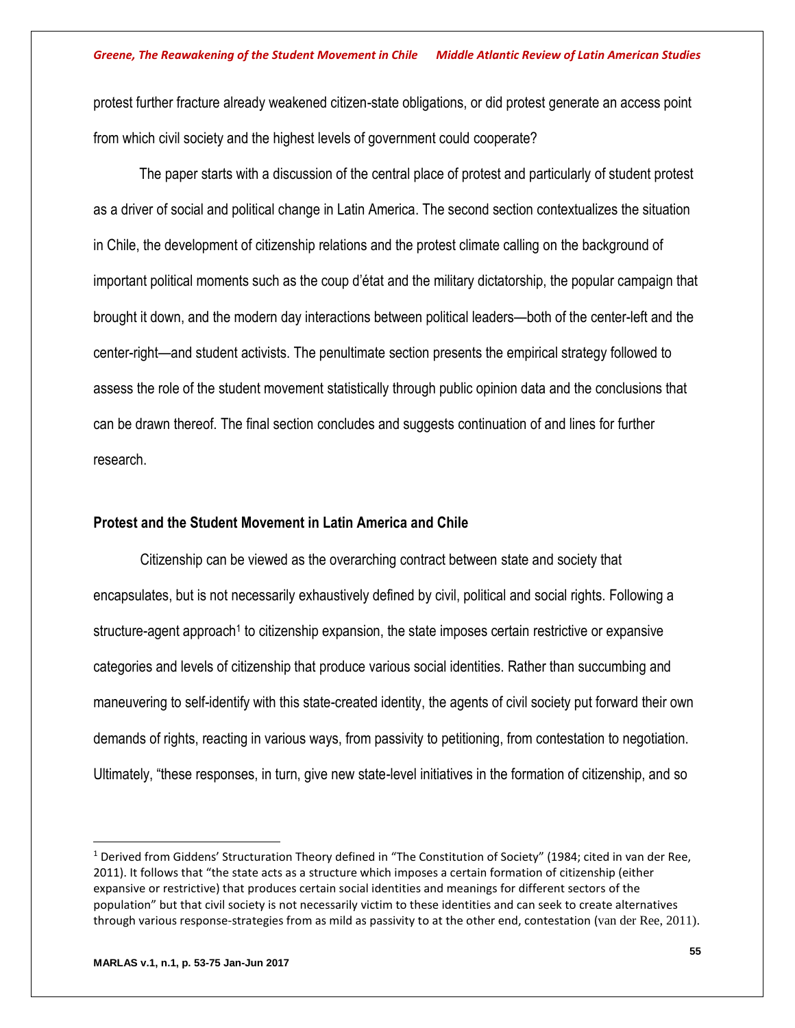protest further fracture already weakened citizen-state obligations, or did protest generate an access point from which civil society and the highest levels of government could cooperate?

The paper starts with a discussion of the central place of protest and particularly of student protest as a driver of social and political change in Latin America. The second section contextualizes the situation in Chile, the development of citizenship relations and the protest climate calling on the background of important political moments such as the coup d'état and the military dictatorship, the popular campaign that brought it down, and the modern day interactions between political leaders—both of the center-left and the center-right—and student activists. The penultimate section presents the empirical strategy followed to assess the role of the student movement statistically through public opinion data and the conclusions that can be drawn thereof. The final section concludes and suggests continuation of and lines for further research.

## Protest and the Student Movement in Latin America and Chile

Citizenship can be viewed as the overarching contract between state and society that encapsulates, but is not necessarily exhaustively defined by civil, political and social rights. Following a structure-agent approach[1] to citizenship expansion, the state imposes certain restrictive or expansive categories and levels of citizenship that produce various social identities. Rather than succumbing and maneuvering to self-identify with this state-created identity, the agents of civil society put forward their own demands of rights, reacting in various ways, from passivity to petitioning, from contestation to negotiation. Ultimately, "these responses, in turn, give new state-level initiatives in the formation of citizenship, and so

---

[1] Derived from Giddens' Structuration Theory defined in "The Constitution of Society" (1984; cited in van der Ree, 2011). It follows that "the state acts as a structure which imposes a certain formation of citizenship (either expansive or restrictive) that produces certain social identities and meanings for different sectors of the population" but that civil society is not necessarily victim to these identities and can seek to create alternatives through various response-strategies from as mild as passivity to at the other end, contestation (van der Ree, 2011).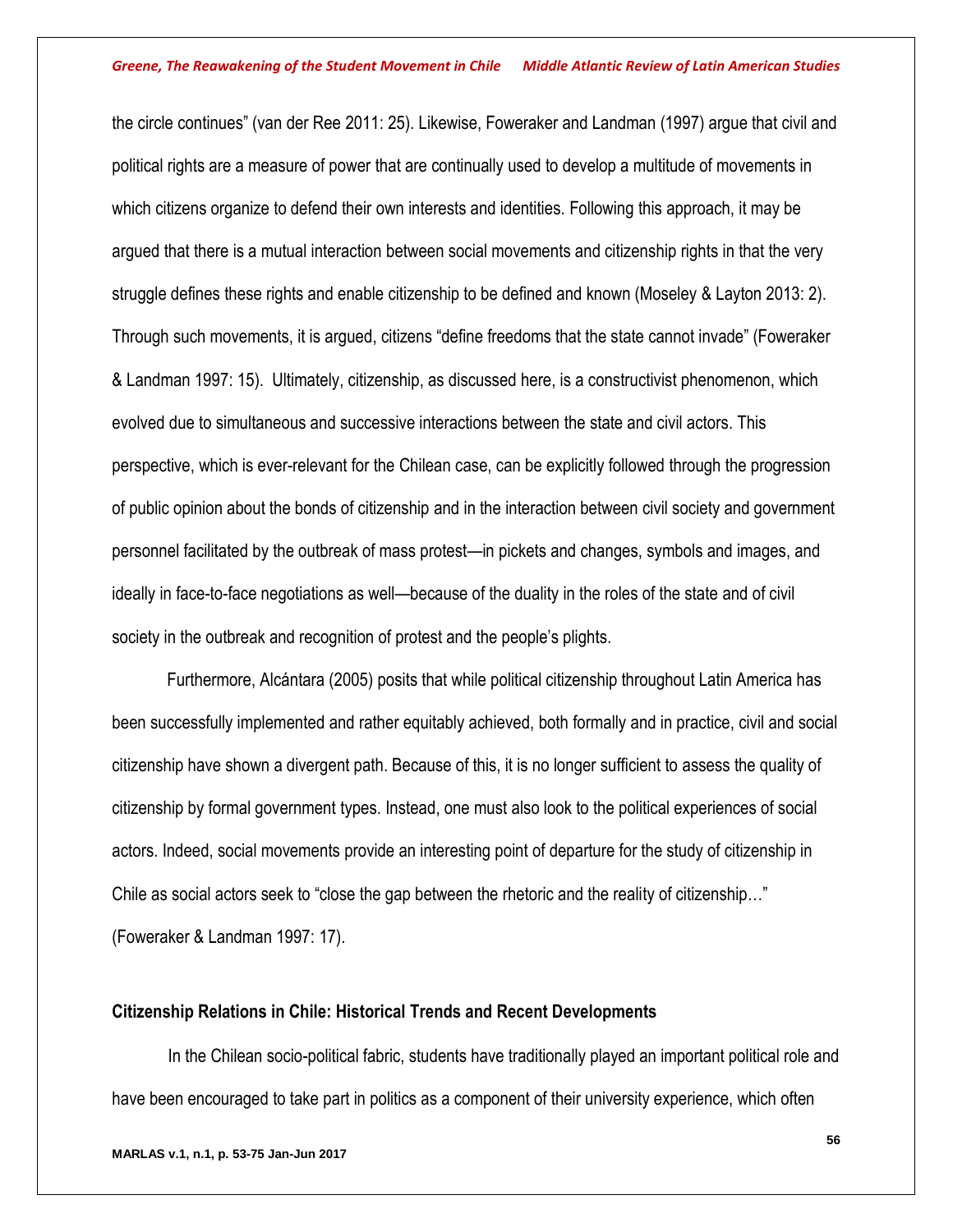the circle continues" (van der Ree 2011: 25). Likewise, Foweraker and Landman (1997) argue that civil and political rights are a measure of power that are continually used to develop a multitude of movements in which citizens organize to defend their own interests and identities. Following this approach, it may be argued that there is a mutual interaction between social movements and citizenship rights in that the very struggle defines these rights and enable citizenship to be defined and known (Moseley & Layton 2013: 2). Through such movements, it is argued, citizens "define freedoms that the state cannot invade" (Foweraker & Landman 1997: 15). Ultimately, citizenship, as discussed here, is a constructivist phenomenon, which evolved due to simultaneous and successive interactions between the state and civil actors. This perspective, which is ever-relevant for the Chilean case, can be explicitly followed through the progression of public opinion about the bonds of citizenship and in the interaction between civil society and government personnel facilitated by the outbreak of mass protest—in pickets and changes, symbols and images, and ideally in face-to-face negotiations as well—because of the duality in the roles of the state and of civil society in the outbreak and recognition of protest and the people's plights.

Furthermore, Alcántara (2005) posits that while political citizenship throughout Latin America has been successfully implemented and rather equitably achieved, both formally and in practice, civil and social citizenship have shown a divergent path. Because of this, it is no longer sufficient to assess the quality of citizenship by formal government types. Instead, one must also look to the political experiences of social actors. Indeed, social movements provide an interesting point of departure for the study of citizenship in Chile as social actors seek to "close the gap between the rhetoric and the reality of citizenship…" (Foweraker & Landman 1997: 17).

## Citizenship Relations in Chile: Historical Trends and Recent Developments

In the Chilean socio-political fabric, students have traditionally played an important political role and have been encouraged to take part in politics as a component of their university experience, which often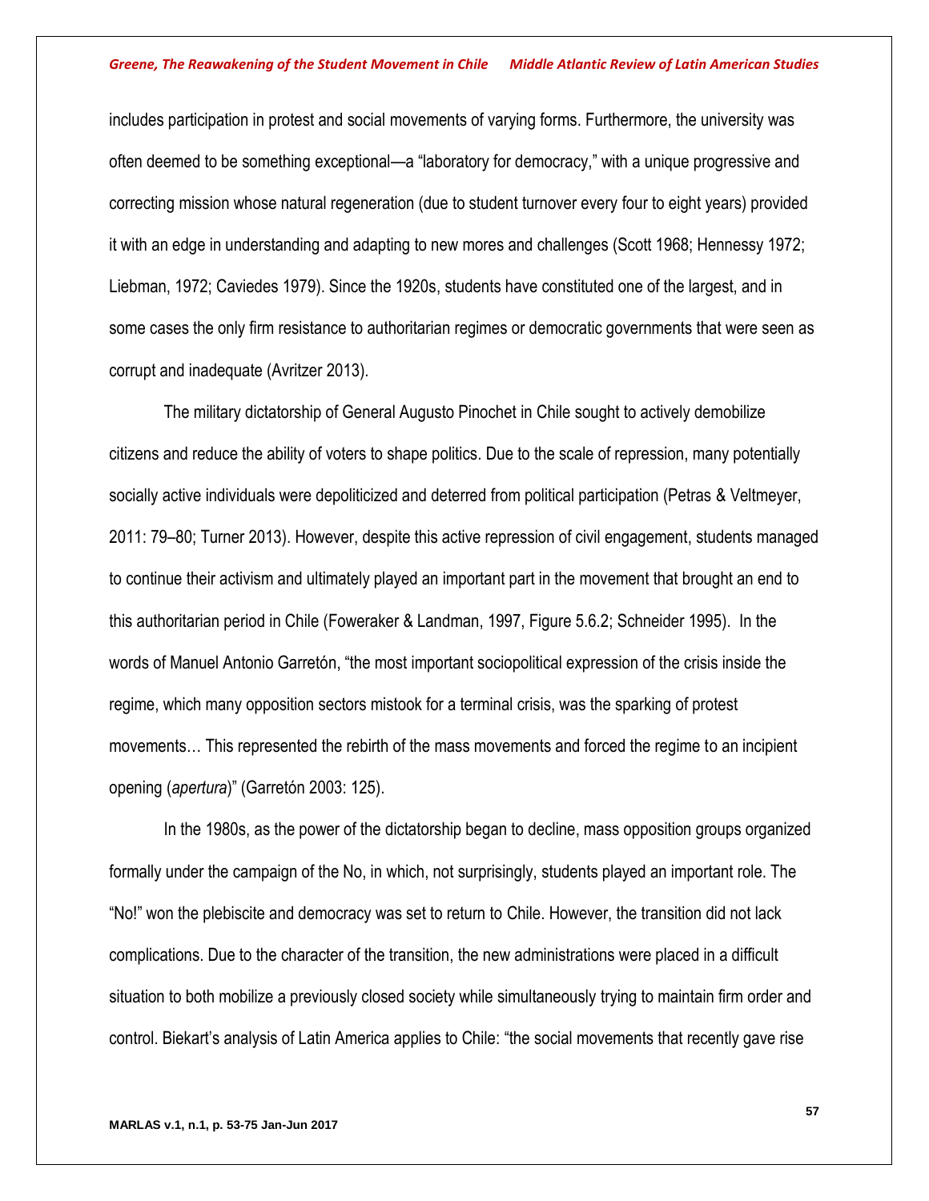includes participation in protest and social movements of varying forms. Furthermore, the university was often deemed to be something exceptional—a "laboratory for democracy," with a unique progressive and correcting mission whose natural regeneration (due to student turnover every four to eight years) provided it with an edge in understanding and adapting to new mores and challenges (Scott 1968; Hennessy 1972; Liebman, 1972; Caviedes 1979). Since the 1920s, students have constituted one of the largest, and in some cases the only firm resistance to authoritarian regimes or democratic governments that were seen as corrupt and inadequate (Avritzer 2013).

The military dictatorship of General Augusto Pinochet in Chile sought to actively demobilize citizens and reduce the ability of voters to shape politics. Due to the scale of repression, many potentially socially active individuals were depoliticized and deterred from political participation (Petras & Veltmeyer, 2011: 79–80; Turner 2013). However, despite this active repression of civil engagement, students managed to continue their activism and ultimately played an important part in the movement that brought an end to this authoritarian period in Chile (Foweraker & Landman, 1997, Figure 5.6.2; Schneider 1995). In the words of Manuel Antonio Garretón, "the most important sociopolitical expression of the crisis inside the regime, which many opposition sectors mistook for a terminal crisis, was the sparking of protest movements… This represented the rebirth of the mass movements and forced the regime to an incipient opening (*apertura*)" (Garretón 2003: 125).

In the 1980s, as the power of the dictatorship began to decline, mass opposition groups organized formally under the campaign of the No, in which, not surprisingly, students played an important role. The "No!" won the plebiscite and democracy was set to return to Chile. However, the transition did not lack complications. Due to the character of the transition, the new administrations were placed in a difficult situation to both mobilize a previously closed society while simultaneously trying to maintain firm order and control. Biekart's analysis of Latin America applies to Chile: "the social movements that recently gave rise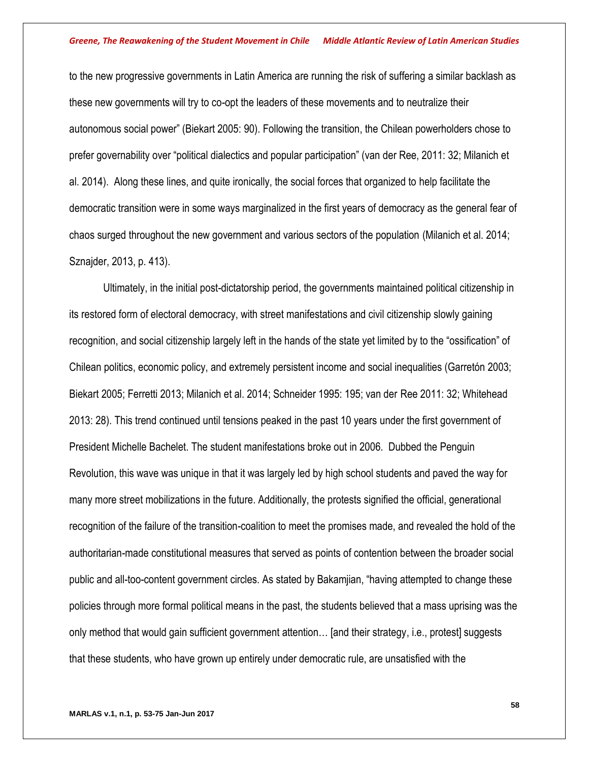to the new progressive governments in Latin America are running the risk of suffering a similar backlash as these new governments will try to co-opt the leaders of these movements and to neutralize their autonomous social power" (Biekart 2005: 90). Following the transition, the Chilean powerholders chose to prefer governability over "political dialectics and popular participation" (van der Ree, 2011: 32; Milanich et al. 2014). Along these lines, and quite ironically, the social forces that organized to help facilitate the democratic transition were in some ways marginalized in the first years of democracy as the general fear of chaos surged throughout the new government and various sectors of the population (Milanich et al. 2014; Sznajder, 2013, p. 413).

Ultimately, in the initial post-dictatorship period, the governments maintained political citizenship in its restored form of electoral democracy, with street manifestations and civil citizenship slowly gaining recognition, and social citizenship largely left in the hands of the state yet limited by to the "ossification" of Chilean politics, economic policy, and extremely persistent income and social inequalities (Garretón 2003; Biekart 2005; Ferretti 2013; Milanich et al. 2014; Schneider 1995: 195; van der Ree 2011: 32; Whitehead 2013: 28). This trend continued until tensions peaked in the past 10 years under the first government of President Michelle Bachelet. The student manifestations broke out in 2006. Dubbed the Penguin Revolution, this wave was unique in that it was largely led by high school students and paved the way for many more street mobilizations in the future. Additionally, the protests signified the official, generational recognition of the failure of the transition-coalition to meet the promises made, and revealed the hold of the authoritarian-made constitutional measures that served as points of contention between the broader social public and all-too-content government circles. As stated by Bakamjian, "having attempted to change these policies through more formal political means in the past, the students believed that a mass uprising was the only method that would gain sufficient government attention… [and their strategy, i.e., protest] suggests that these students, who have grown up entirely under democratic rule, are unsatisfied with the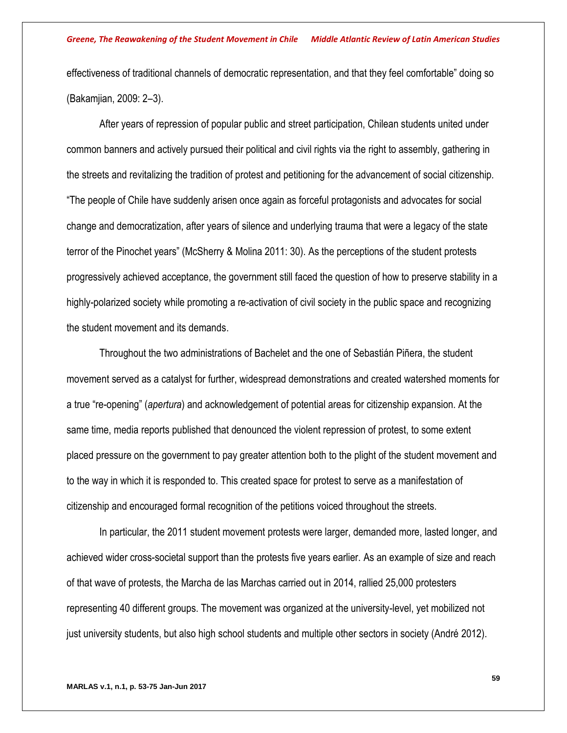effectiveness of traditional channels of democratic representation, and that they feel comfortable" doing so (Bakamjian, 2009: 2–3).

After years of repression of popular public and street participation, Chilean students united under common banners and actively pursued their political and civil rights via the right to assembly, gathering in the streets and revitalizing the tradition of protest and petitioning for the advancement of social citizenship. "The people of Chile have suddenly arisen once again as forceful protagonists and advocates for social change and democratization, after years of silence and underlying trauma that were a legacy of the state terror of the Pinochet years" (McSherry & Molina 2011: 30). As the perceptions of the student protests progressively achieved acceptance, the government still faced the question of how to preserve stability in a highly-polarized society while promoting a re-activation of civil society in the public space and recognizing the student movement and its demands.

Throughout the two administrations of Bachelet and the one of Sebastián Piñera, the student movement served as a catalyst for further, widespread demonstrations and created watershed moments for a true "re-opening" (*apertura*) and acknowledgement of potential areas for citizenship expansion. At the same time, media reports published that denounced the violent repression of protest, to some extent placed pressure on the government to pay greater attention both to the plight of the student movement and to the way in which it is responded to. This created space for protest to serve as a manifestation of citizenship and encouraged formal recognition of the petitions voiced throughout the streets.

In particular, the 2011 student movement protests were larger, demanded more, lasted longer, and achieved wider cross-societal support than the protests five years earlier. As an example of size and reach of that wave of protests, the Marcha de las Marchas carried out in 2014, rallied 25,000 protesters representing 40 different groups. The movement was organized at the university-level, yet mobilized not just university students, but also high school students and multiple other sectors in society (André 2012).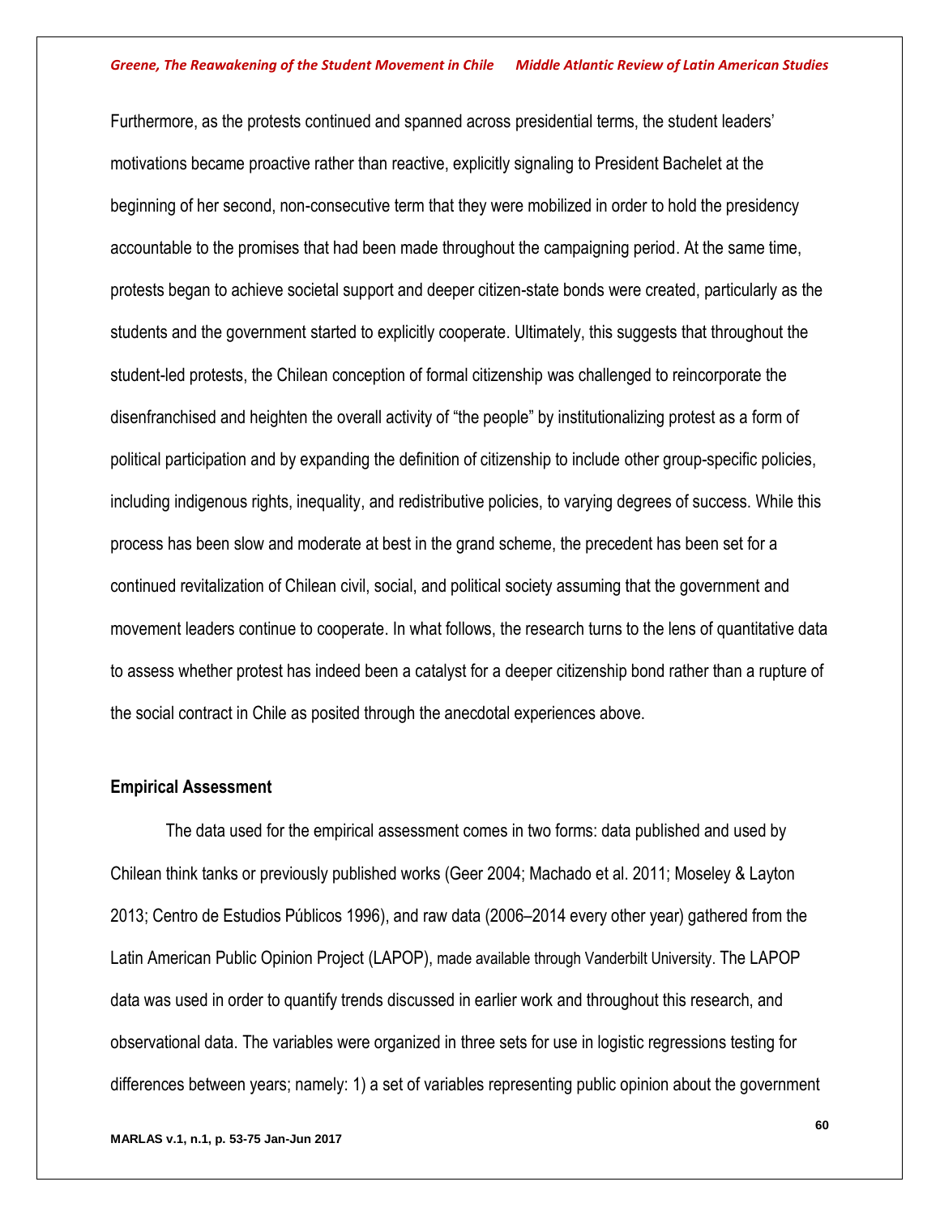Furthermore, as the protests continued and spanned across presidential terms, the student leaders' motivations became proactive rather than reactive, explicitly signaling to President Bachelet at the beginning of her second, non-consecutive term that they were mobilized in order to hold the presidency accountable to the promises that had been made throughout the campaigning period. At the same time, protests began to achieve societal support and deeper citizen-state bonds were created, particularly as the students and the government started to explicitly cooperate. Ultimately, this suggests that throughout the student-led protests, the Chilean conception of formal citizenship was challenged to reincorporate the disenfranchised and heighten the overall activity of "the people" by institutionalizing protest as a form of political participation and by expanding the definition of citizenship to include other group-specific policies, including indigenous rights, inequality, and redistributive policies, to varying degrees of success. While this process has been slow and moderate at best in the grand scheme, the precedent has been set for a continued revitalization of Chilean civil, social, and political society assuming that the government and movement leaders continue to cooperate. In what follows, the research turns to the lens of quantitative data to assess whether protest has indeed been a catalyst for a deeper citizenship bond rather than a rupture of the social contract in Chile as posited through the anecdotal experiences above.

### Empirical Assessment

The data used for the empirical assessment comes in two forms: data published and used by Chilean think tanks or previously published works (Geer 2004; Machado et al. 2011; Moseley & Layton 2013; Centro de Estudios Públicos 1996), and raw data (2006–2014 every other year) gathered from the Latin American Public Opinion Project (LAPOP), made available through Vanderbilt University. The LAPOP data was used in order to quantify trends discussed in earlier work and throughout this research, and observational data. The variables were organized in three sets for use in logistic regressions testing for differences between years; namely: 1) a set of variables representing public opinion about the government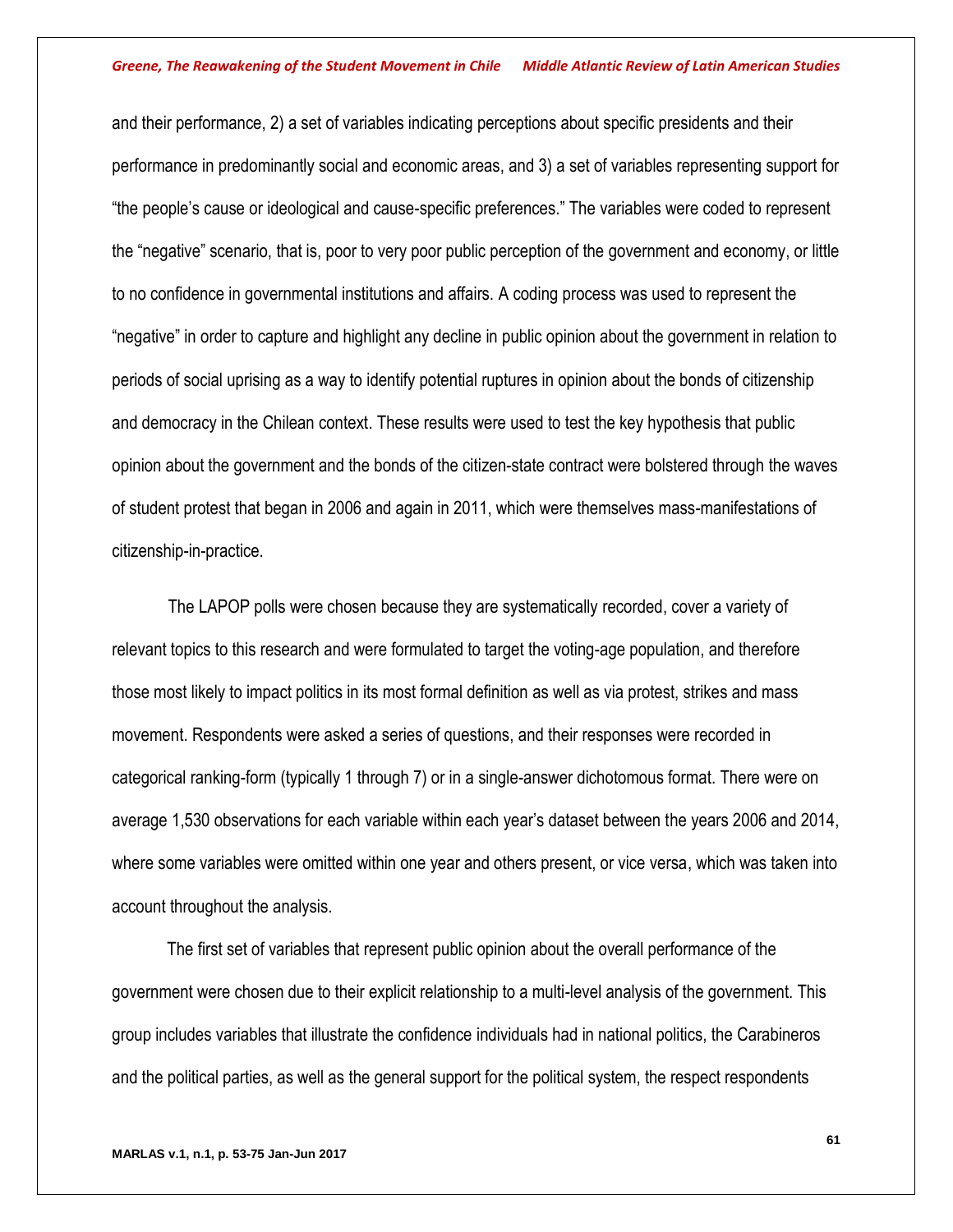and their performance, 2) a set of variables indicating perceptions about specific presidents and their performance in predominantly social and economic areas, and 3) a set of variables representing support for "the people's cause or ideological and cause-specific preferences." The variables were coded to represent the "negative" scenario, that is, poor to very poor public perception of the government and economy, or little to no confidence in governmental institutions and affairs. A coding process was used to represent the "negative" in order to capture and highlight any decline in public opinion about the government in relation to periods of social uprising as a way to identify potential ruptures in opinion about the bonds of citizenship and democracy in the Chilean context. These results were used to test the key hypothesis that public opinion about the government and the bonds of the citizen-state contract were bolstered through the waves of student protest that began in 2006 and again in 2011, which were themselves mass-manifestations of citizenship-in-practice.

The LAPOP polls were chosen because they are systematically recorded, cover a variety of relevant topics to this research and were formulated to target the voting-age population, and therefore those most likely to impact politics in its most formal definition as well as via protest, strikes and mass movement. Respondents were asked a series of questions, and their responses were recorded in categorical ranking-form (typically 1 through 7) or in a single-answer dichotomous format. There were on average 1,530 observations for each variable within each year's dataset between the years 2006 and 2014, where some variables were omitted within one year and others present, or vice versa, which was taken into account throughout the analysis.

The first set of variables that represent public opinion about the overall performance of the government were chosen due to their explicit relationship to a multi-level analysis of the government. This group includes variables that illustrate the confidence individuals had in national politics, the Carabineros and the political parties, as well as the general support for the political system, the respect respondents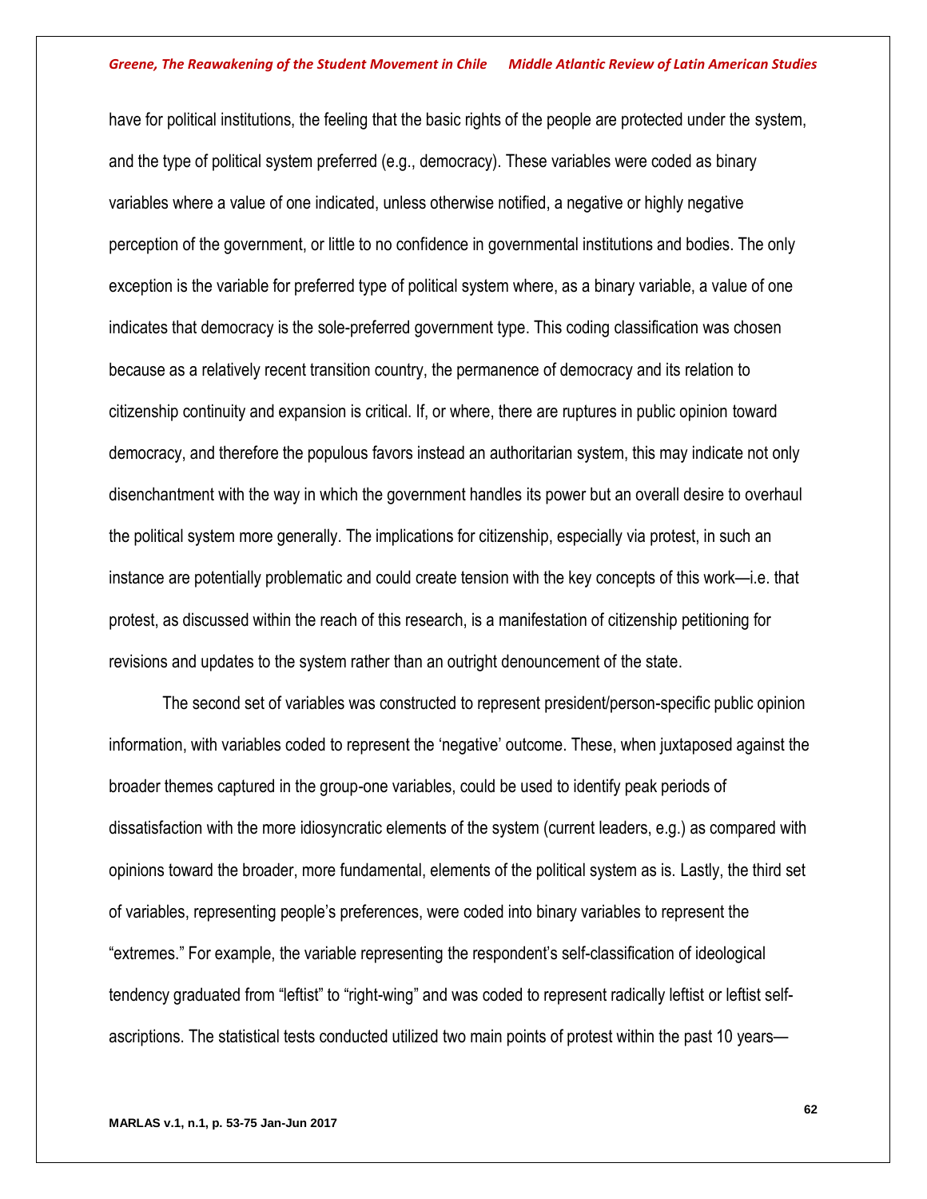have for political institutions, the feeling that the basic rights of the people are protected under the system, and the type of political system preferred (e.g., democracy). These variables were coded as binary variables where a value of one indicated, unless otherwise notified, a negative or highly negative perception of the government, or little to no confidence in governmental institutions and bodies. The only exception is the variable for preferred type of political system where, as a binary variable, a value of one indicates that democracy is the sole-preferred government type. This coding classification was chosen because as a relatively recent transition country, the permanence of democracy and its relation to citizenship continuity and expansion is critical. If, or where, there are ruptures in public opinion toward democracy, and therefore the populous favors instead an authoritarian system, this may indicate not only disenchantment with the way in which the government handles its power but an overall desire to overhaul the political system more generally. The implications for citizenship, especially via protest, in such an instance are potentially problematic and could create tension with the key concepts of this work—i.e. that protest, as discussed within the reach of this research, is a manifestation of citizenship petitioning for revisions and updates to the system rather than an outright denouncement of the state.

The second set of variables was constructed to represent president/person-specific public opinion information, with variables coded to represent the 'negative' outcome. These, when juxtaposed against the broader themes captured in the group-one variables, could be used to identify peak periods of dissatisfaction with the more idiosyncratic elements of the system (current leaders, e.g.) as compared with opinions toward the broader, more fundamental, elements of the political system as is. Lastly, the third set of variables, representing people's preferences, were coded into binary variables to represent the "extremes." For example, the variable representing the respondent's self-classification of ideological tendency graduated from "leftist" to "right-wing" and was coded to represent radically leftist or leftist self-ascriptions. The statistical tests conducted utilized two main points of protest within the past 10 years—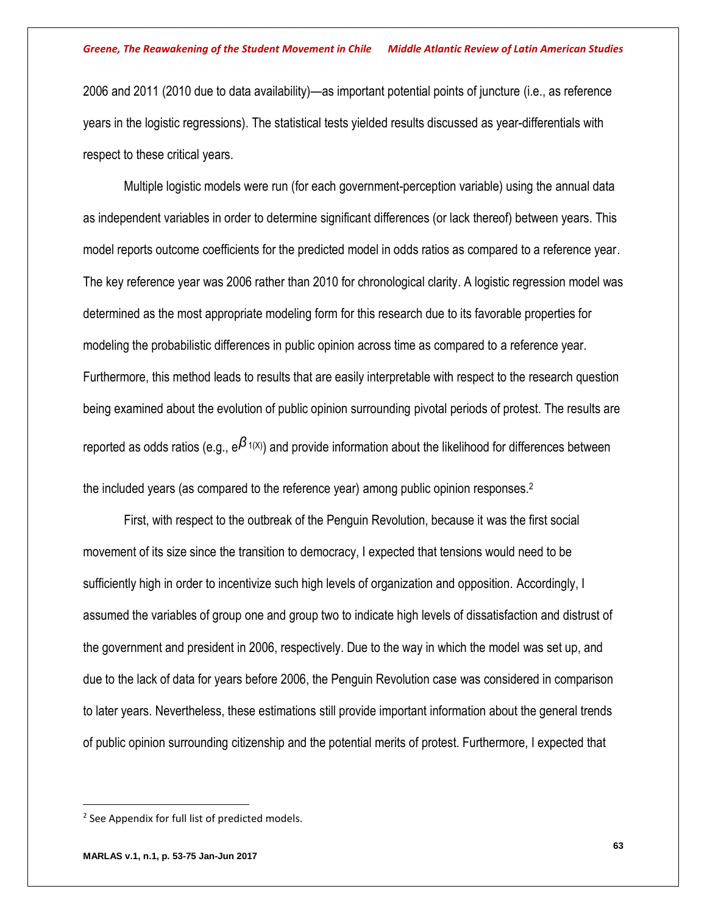2006 and 2011 (2010 due to data availability)—as important potential points of juncture (i.e., as reference years in the logistic regressions). The statistical tests yielded results discussed as year-differentials with respect to these critical years.

Multiple logistic models were run (for each government-perception variable) using the annual data as independent variables in order to determine significant differences (or lack thereof) between years. This model reports outcome coefficients for the predicted model in odds ratios as compared to a reference year. The key reference year was 2006 rather than 2010 for chronological clarity. A logistic regression model was determined as the most appropriate modeling form for this research due to its favorable properties for modeling the probabilistic differences in public opinion across time as compared to a reference year. Furthermore, this method leads to results that are easily interpretable with respect to the research question being examined about the evolution of public opinion surrounding pivotal periods of protest. The results are reported as odds ratios (e.g., $e^{\beta_{1(X)}}$) and provide information about the likelihood for differences between the included years (as compared to the reference year) among public opinion responses.[2]

First, with respect to the outbreak of the Penguin Revolution, because it was the first social movement of its size since the transition to democracy, I expected that tensions would need to be sufficiently high in order to incentivize such high levels of organization and opposition. Accordingly, I assumed the variables of group one and group two to indicate high levels of dissatisfaction and distrust of the government and president in 2006, respectively. Due to the way in which the model was set up, and due to the lack of data for years before 2006, the Penguin Revolution case was considered in comparison to later years. Nevertheless, these estimations still provide important information about the general trends of public opinion surrounding citizenship and the potential merits of protest. Furthermore, I expected that

[2] See Appendix for full list of predicted models.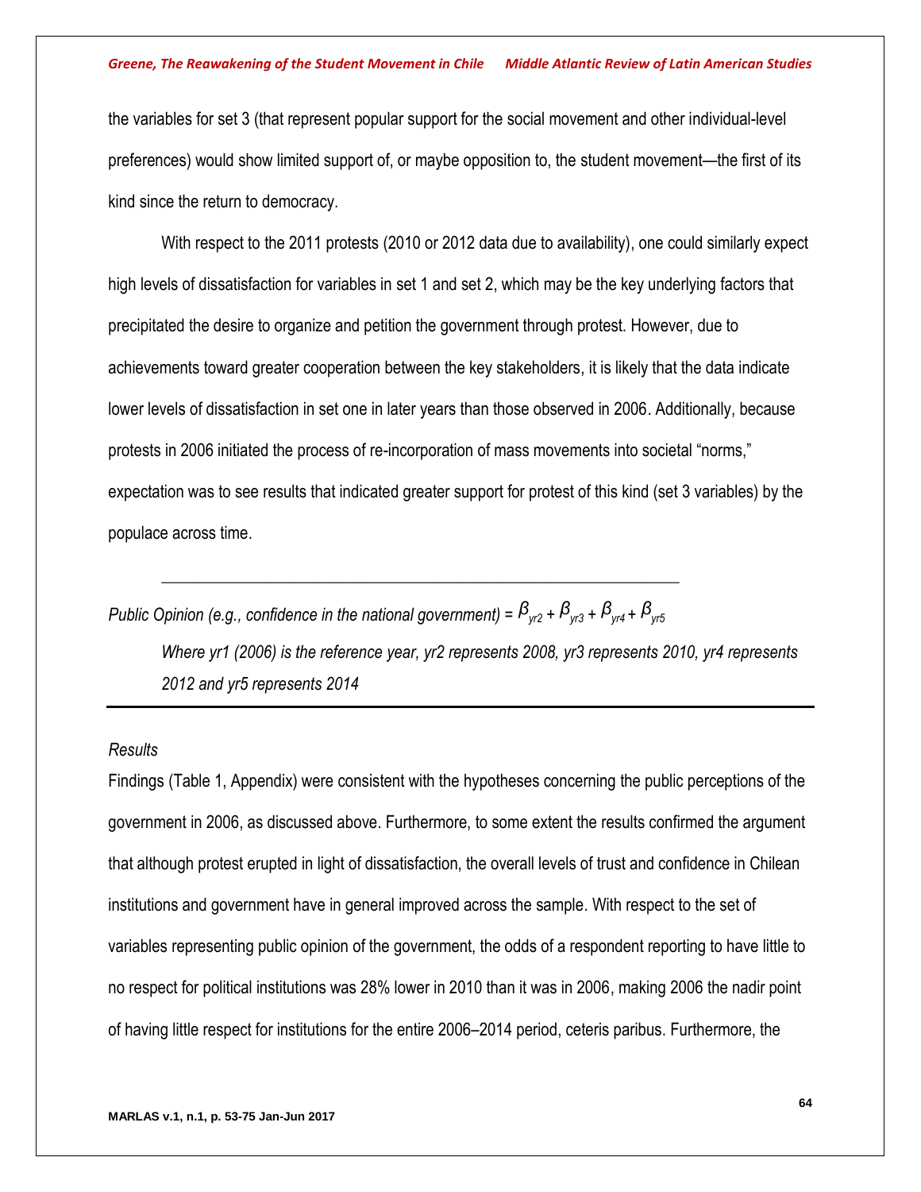the variables for set 3 (that represent popular support for the social movement and other individual-level preferences) would show limited support of, or maybe opposition to, the student movement—the first of its kind since the return to democracy.

With respect to the 2011 protests (2010 or 2012 data due to availability), one could similarly expect high levels of dissatisfaction for variables in set 1 and set 2, which may be the key underlying factors that precipitated the desire to organize and petition the government through protest. However, due to achievements toward greater cooperation between the key stakeholders, it is likely that the data indicate lower levels of dissatisfaction in set one in later years than those observed in 2006. Additionally, because protests in 2006 initiated the process of re-incorporation of mass movements into societal "norms," expectation was to see results that indicated greater support for protest of this kind (set 3 variables) by the populace across time.

---

*Public Opinion (e.g., confidence in the national government)* = $\beta_{yr2} + \beta_{yr3} + \beta_{yr4} + \beta_{yr5}$

*Where yr1 (2006) is the reference year, yr2 represents 2008, yr3 represents 2010, yr4 represents 2012 and yr5 represents 2014*

---

*Results*

Findings (Table 1, Appendix) were consistent with the hypotheses concerning the public perceptions of the government in 2006, as discussed above. Furthermore, to some extent the results confirmed the argument that although protest erupted in light of dissatisfaction, the overall levels of trust and confidence in Chilean institutions and government have in general improved across the sample. With respect to the set of variables representing public opinion of the government, the odds of a respondent reporting to have little to no respect for political institutions was 28% lower in 2010 than it was in 2006, making 2006 the nadir point of having little respect for institutions for the entire 2006–2014 period, ceteris paribus. Furthermore, the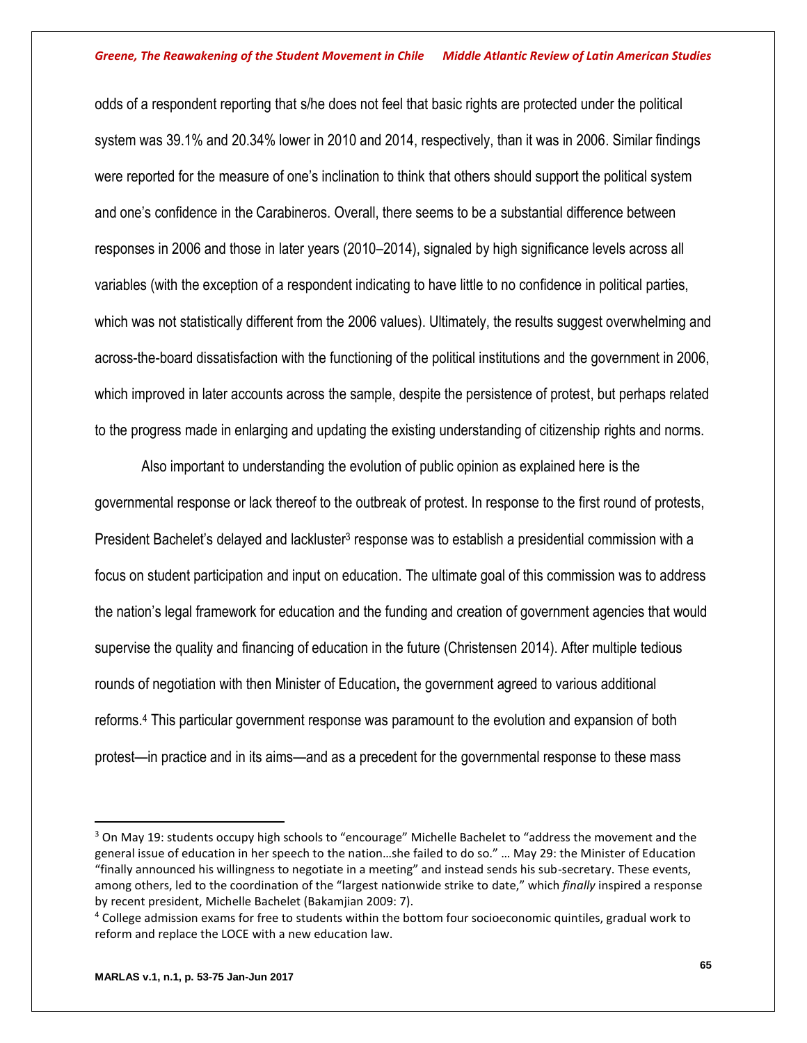odds of a respondent reporting that s/he does not feel that basic rights are protected under the political system was 39.1% and 20.34% lower in 2010 and 2014, respectively, than it was in 2006. Similar findings were reported for the measure of one's inclination to think that others should support the political system and one's confidence in the Carabineros. Overall, there seems to be a substantial difference between responses in 2006 and those in later years (2010–2014), signaled by high significance levels across all variables (with the exception of a respondent indicating to have little to no confidence in political parties, which was not statistically different from the 2006 values). Ultimately, the results suggest overwhelming and across-the-board dissatisfaction with the functioning of the political institutions and the government in 2006, which improved in later accounts across the sample, despite the persistence of protest, but perhaps related to the progress made in enlarging and updating the existing understanding of citizenship rights and norms.

Also important to understanding the evolution of public opinion as explained here is the governmental response or lack thereof to the outbreak of protest. In response to the first round of protests, President Bachelet's delayed and lackluster[3] response was to establish a presidential commission with a focus on student participation and input on education. The ultimate goal of this commission was to address the nation's legal framework for education and the funding and creation of government agencies that would supervise the quality and financing of education in the future (Christensen 2014). After multiple tedious rounds of negotiation with then Minister of Education**,** the government agreed to various additional reforms.[4] This particular government response was paramount to the evolution and expansion of both protest—in practice and in its aims—and as a precedent for the governmental response to these mass

---

[3] On May 19: students occupy high schools to "encourage" Michelle Bachelet to "address the movement and the general issue of education in her speech to the nation…she failed to do so." … May 29: the Minister of Education "finally announced his willingness to negotiate in a meeting" and instead sends his sub-secretary. These events, among others, led to the coordination of the "largest nationwide strike to date," which *finally* inspired a response by recent president, Michelle Bachelet (Bakamjian 2009: 7).

[4] College admission exams for free to students within the bottom four socioeconomic quintiles, gradual work to reform and replace the LOCE with a new education law.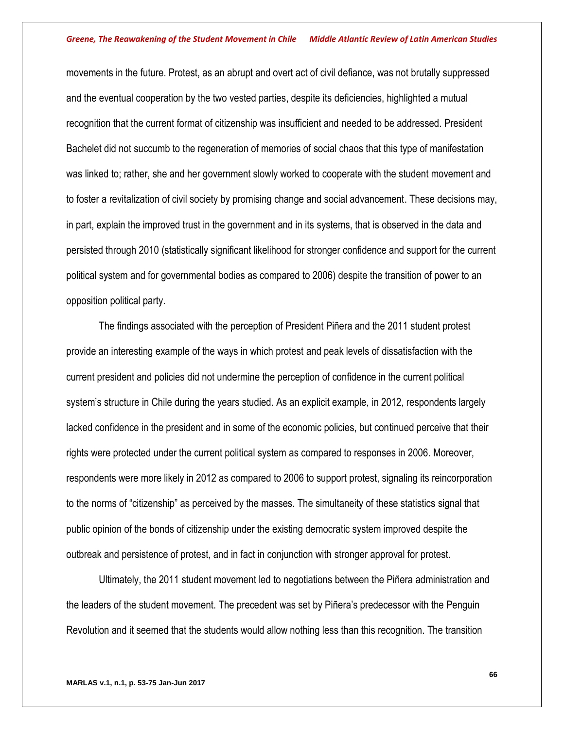movements in the future. Protest, as an abrupt and overt act of civil defiance, was not brutally suppressed and the eventual cooperation by the two vested parties, despite its deficiencies, highlighted a mutual recognition that the current format of citizenship was insufficient and needed to be addressed. President Bachelet did not succumb to the regeneration of memories of social chaos that this type of manifestation was linked to; rather, she and her government slowly worked to cooperate with the student movement and to foster a revitalization of civil society by promising change and social advancement. These decisions may, in part, explain the improved trust in the government and in its systems, that is observed in the data and persisted through 2010 (statistically significant likelihood for stronger confidence and support for the current political system and for governmental bodies as compared to 2006) despite the transition of power to an opposition political party.

The findings associated with the perception of President Piñera and the 2011 student protest provide an interesting example of the ways in which protest and peak levels of dissatisfaction with the current president and policies did not undermine the perception of confidence in the current political system's structure in Chile during the years studied. As an explicit example, in 2012, respondents largely lacked confidence in the president and in some of the economic policies, but continued perceive that their rights were protected under the current political system as compared to responses in 2006. Moreover, respondents were more likely in 2012 as compared to 2006 to support protest, signaling its reincorporation to the norms of "citizenship" as perceived by the masses. The simultaneity of these statistics signal that public opinion of the bonds of citizenship under the existing democratic system improved despite the outbreak and persistence of protest, and in fact in conjunction with stronger approval for protest.

Ultimately, the 2011 student movement led to negotiations between the Piñera administration and the leaders of the student movement. The precedent was set by Piñera's predecessor with the Penguin Revolution and it seemed that the students would allow nothing less than this recognition. The transition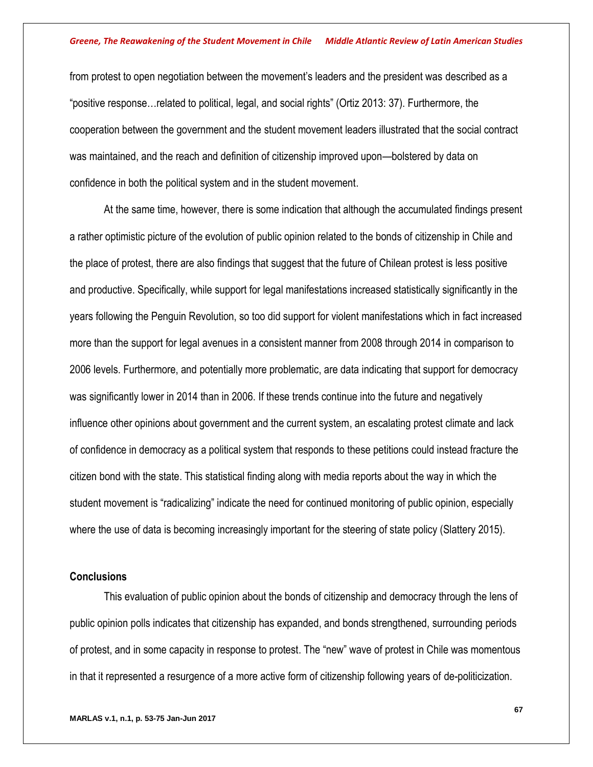from protest to open negotiation between the movement's leaders and the president was described as a "positive response…related to political, legal, and social rights" (Ortiz 2013: 37). Furthermore, the cooperation between the government and the student movement leaders illustrated that the social contract was maintained, and the reach and definition of citizenship improved upon—bolstered by data on confidence in both the political system and in the student movement.

At the same time, however, there is some indication that although the accumulated findings present a rather optimistic picture of the evolution of public opinion related to the bonds of citizenship in Chile and the place of protest, there are also findings that suggest that the future of Chilean protest is less positive and productive. Specifically, while support for legal manifestations increased statistically significantly in the years following the Penguin Revolution, so too did support for violent manifestations which in fact increased more than the support for legal avenues in a consistent manner from 2008 through 2014 in comparison to 2006 levels. Furthermore, and potentially more problematic, are data indicating that support for democracy was significantly lower in 2014 than in 2006. If these trends continue into the future and negatively influence other opinions about government and the current system, an escalating protest climate and lack of confidence in democracy as a political system that responds to these petitions could instead fracture the citizen bond with the state. This statistical finding along with media reports about the way in which the student movement is "radicalizing" indicate the need for continued monitoring of public opinion, especially where the use of data is becoming increasingly important for the steering of state policy (Slattery 2015).

## Conclusions

This evaluation of public opinion about the bonds of citizenship and democracy through the lens of public opinion polls indicates that citizenship has expanded, and bonds strengthened, surrounding periods of protest, and in some capacity in response to protest. The "new" wave of protest in Chile was momentous in that it represented a resurgence of a more active form of citizenship following years of de-politicization.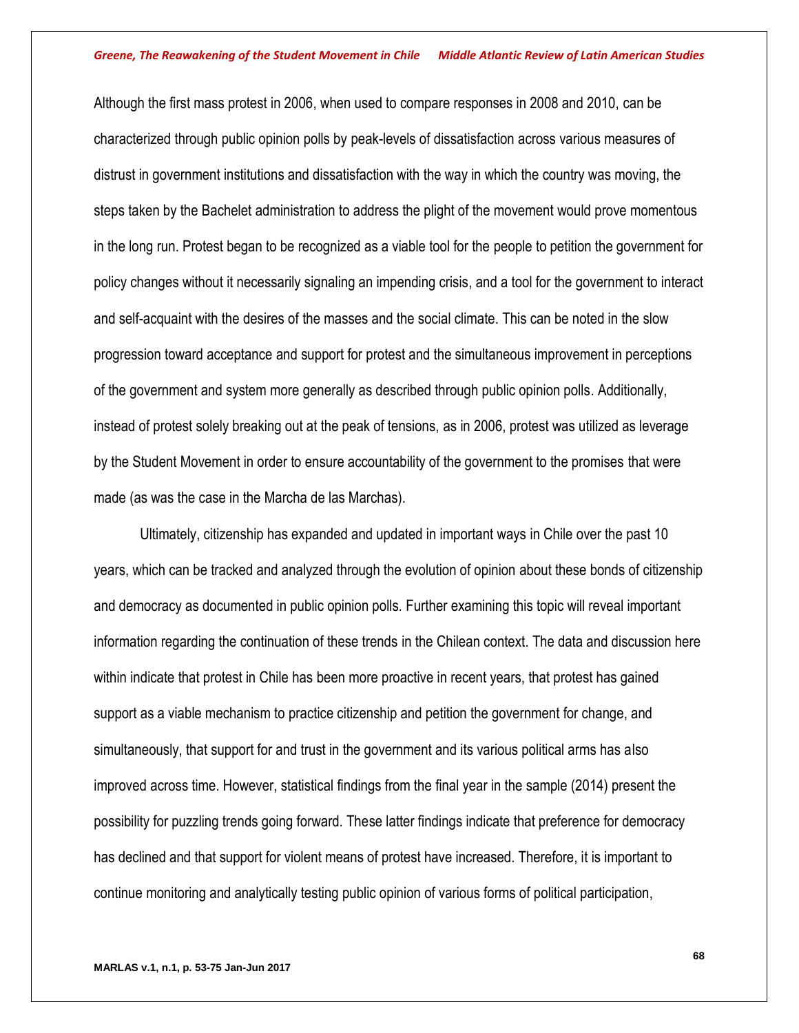Although the first mass protest in 2006, when used to compare responses in 2008 and 2010, can be characterized through public opinion polls by peak-levels of dissatisfaction across various measures of distrust in government institutions and dissatisfaction with the way in which the country was moving, the steps taken by the Bachelet administration to address the plight of the movement would prove momentous in the long run. Protest began to be recognized as a viable tool for the people to petition the government for policy changes without it necessarily signaling an impending crisis, and a tool for the government to interact and self-acquaint with the desires of the masses and the social climate. This can be noted in the slow progression toward acceptance and support for protest and the simultaneous improvement in perceptions of the government and system more generally as described through public opinion polls. Additionally, instead of protest solely breaking out at the peak of tensions, as in 2006, protest was utilized as leverage by the Student Movement in order to ensure accountability of the government to the promises that were made (as was the case in the Marcha de las Marchas).

Ultimately, citizenship has expanded and updated in important ways in Chile over the past 10 years, which can be tracked and analyzed through the evolution of opinion about these bonds of citizenship and democracy as documented in public opinion polls. Further examining this topic will reveal important information regarding the continuation of these trends in the Chilean context. The data and discussion here within indicate that protest in Chile has been more proactive in recent years, that protest has gained support as a viable mechanism to practice citizenship and petition the government for change, and simultaneously, that support for and trust in the government and its various political arms has also improved across time. However, statistical findings from the final year in the sample (2014) present the possibility for puzzling trends going forward. These latter findings indicate that preference for democracy has declined and that support for violent means of protest have increased. Therefore, it is important to continue monitoring and analytically testing public opinion of various forms of political participation,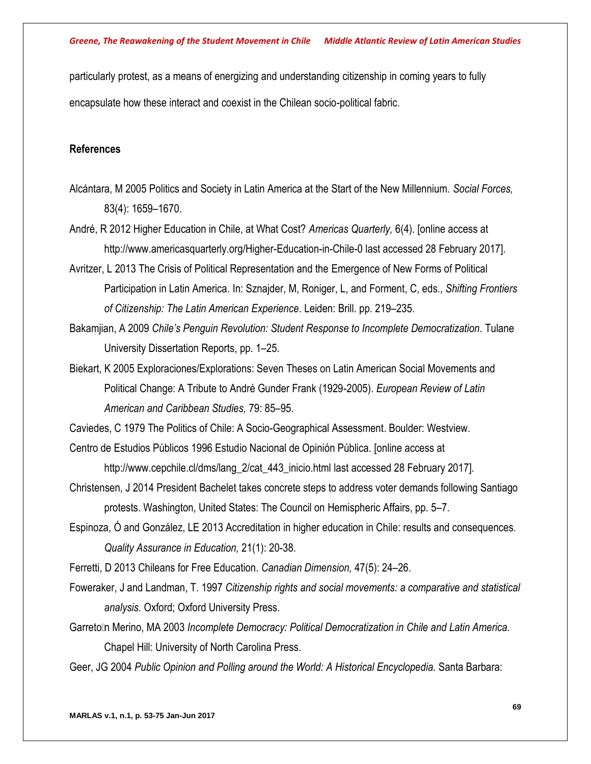particularly protest, as a means of energizing and understanding citizenship in coming years to fully encapsulate how these interact and coexist in the Chilean socio-political fabric.

## References

Alcántara, M 2005 Politics and Society in Latin America at the Start of the New Millennium. *Social Forces,* 83(4): 1659–1670.

André, R 2012 Higher Education in Chile, at What Cost? *Americas Quarterly,* 6(4). [online access at http://www.americasquarterly.org/Higher-Education-in-Chile-0 last accessed 28 February 2017].

Avritzer, L 2013 The Crisis of Political Representation and the Emergence of New Forms of Political Participation in Latin America. In: Sznajder, M, Roniger, L, and Forment, C, eds., *Shifting Frontiers of Citizenship: The Latin American Experience.* Leiden: Brill. pp. 219–235.

Bakamjian, A 2009 *Chile's Penguin Revolution: Student Response to Incomplete Democratization.* Tulane University Dissertation Reports, pp. 1–25.

Biekart, K 2005 Exploraciones/Explorations: Seven Theses on Latin American Social Movements and Political Change: A Tribute to André Gunder Frank (1929-2005). *European Review of Latin American and Caribbean Studies,* 79: 85–95.

Caviedes, C 1979 The Politics of Chile: A Socio-Geographical Assessment. Boulder: Westview.

Centro de Estudios Públicos 1996 Estudio Nacional de Opinión Pública. [online access at http://www.cepchile.cl/dms/lang_2/cat_443_inicio.html last accessed 28 February 2017].

Christensen, J 2014 President Bachelet takes concrete steps to address voter demands following Santiago protests. Washington, United States: The Council on Hemispheric Affairs, pp. 5–7.

Espinoza, Ó and González, LE 2013 Accreditation in higher education in Chile: results and consequences. *Quality Assurance in Education,* 21(1): 20-38.

Ferretti, D 2013 Chileans for Free Education. *Canadian Dimension,* 47(5): 24–26.

Foweraker, J and Landman, T. 1997 *Citizenship rights and social movements: a comparative and statistical analysis.* Oxford; Oxford University Press.

Garretón Merino, MA 2003 *Incomplete Democracy: Political Democratization in Chile and Latin America.* Chapel Hill: University of North Carolina Press.

Geer, JG 2004 *Public Opinion and Polling around the World: A Historical Encyclopedia.* Santa Barbara: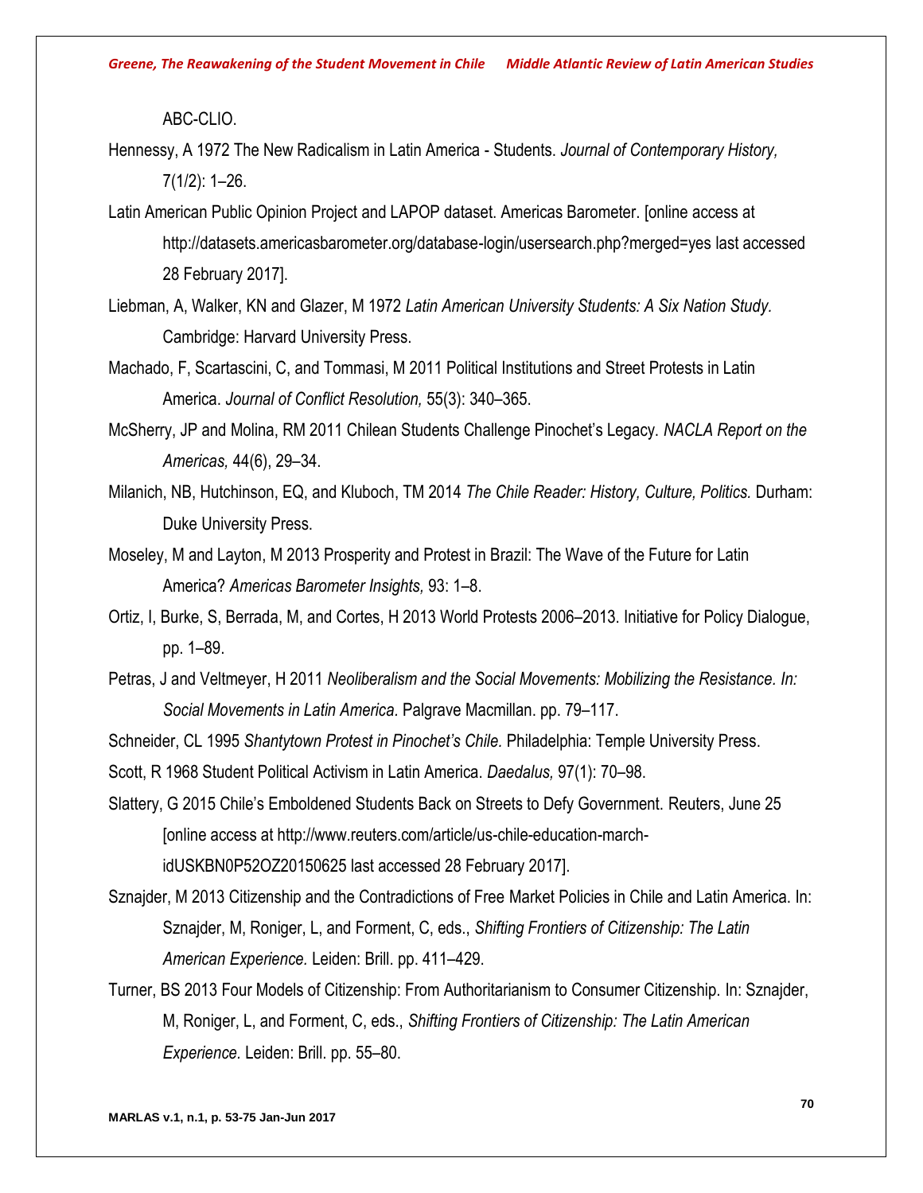ABC-CLIO.

Hennessy, A 1972 The New Radicalism in Latin America - Students. *Journal of Contemporary History,* 7(1/2): 1–26.

Latin American Public Opinion Project and LAPOP dataset. Americas Barometer. [online access at http://datasets.americasbarometer.org/database-login/usersearch.php?merged=yes last accessed 28 February 2017].

Liebman, A, Walker, KN and Glazer, M 1972 *Latin American University Students: A Six Nation Study.* Cambridge: Harvard University Press.

Machado, F, Scartascini, C, and Tommasi, M 2011 Political Institutions and Street Protests in Latin America. *Journal of Conflict Resolution,* 55(3): 340–365.

McSherry, JP and Molina, RM 2011 Chilean Students Challenge Pinochet's Legacy. *NACLA Report on the Americas,* 44(6), 29–34.

Milanich, NB, Hutchinson, EQ, and Kluboch, TM 2014 *The Chile Reader: History, Culture, Politics.* Durham: Duke University Press.

Moseley, M and Layton, M 2013 Prosperity and Protest in Brazil: The Wave of the Future for Latin America? *Americas Barometer Insights,* 93: 1–8.

Ortiz, I, Burke, S, Berrada, M, and Cortes, H 2013 World Protests 2006–2013. Initiative for Policy Dialogue, pp. 1–89.

Petras, J and Veltmeyer, H 2011 *Neoliberalism and the Social Movements: Mobilizing the Resistance. In: Social Movements in Latin America.* Palgrave Macmillan. pp. 79–117.

Schneider, CL 1995 *Shantytown Protest in Pinochet's Chile.* Philadelphia: Temple University Press.

Scott, R 1968 Student Political Activism in Latin America. *Daedalus,* 97(1): 70–98.

Slattery, G 2015 Chile's Emboldened Students Back on Streets to Defy Government. Reuters, June 25 [online access at http://www.reuters.com/article/us-chile-education-march-idUSKBN0P52OZ20150625 last accessed 28 February 2017].

Sznajder, M 2013 Citizenship and the Contradictions of Free Market Policies in Chile and Latin America. In: Sznajder, M, Roniger, L, and Forment, C, eds., *Shifting Frontiers of Citizenship: The Latin American Experience.* Leiden: Brill. pp. 411–429.

Turner, BS 2013 Four Models of Citizenship: From Authoritarianism to Consumer Citizenship. In: Sznajder, M, Roniger, L, and Forment, C, eds., *Shifting Frontiers of Citizenship: The Latin American Experience.* Leiden: Brill. pp. 55–80.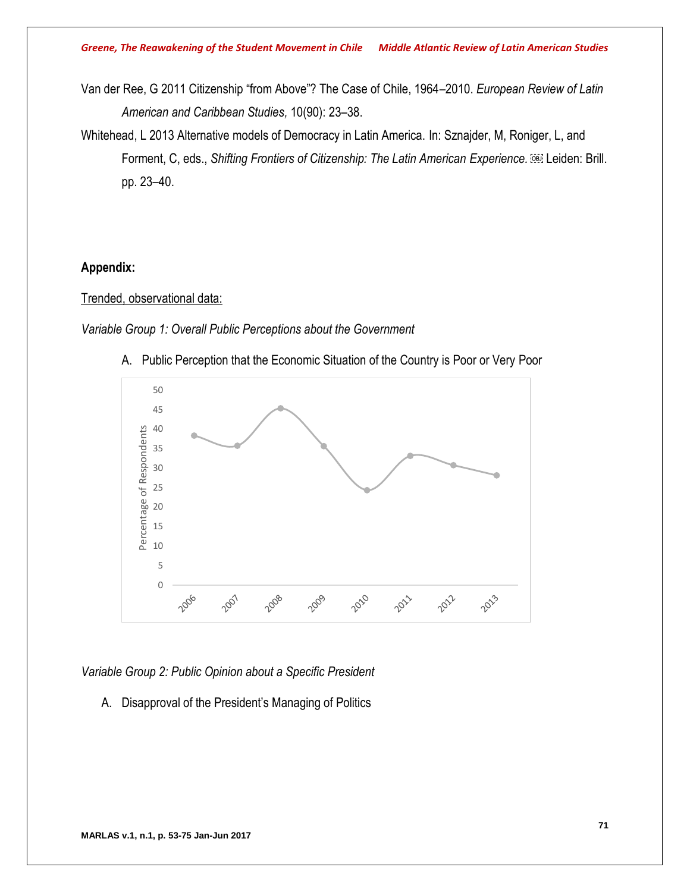Van der Ree, G 2011 Citizenship "from Above"? The Case of Chile, 1964–2010. *European Review of Latin American and Caribbean Studies,* 10(90): 23–38.

Whitehead, L 2013 Alternative models of Democracy in Latin America. In: Sznajder, M, Roniger, L, and Forment, C, eds., *Shifting Frontiers of Citizenship: The Latin American Experience.* Leiden: Brill. pp. 23–40.

**Appendix:**

Trended, observational data:

*Variable Group 1: Overall Public Perceptions about the Government*

A. Public Perception that the Economic Situation of the Country is Poor or Very Poor

*Variable Group 2: Public Opinion about a Specific President*

A. Disapproval of the President's Managing of Politics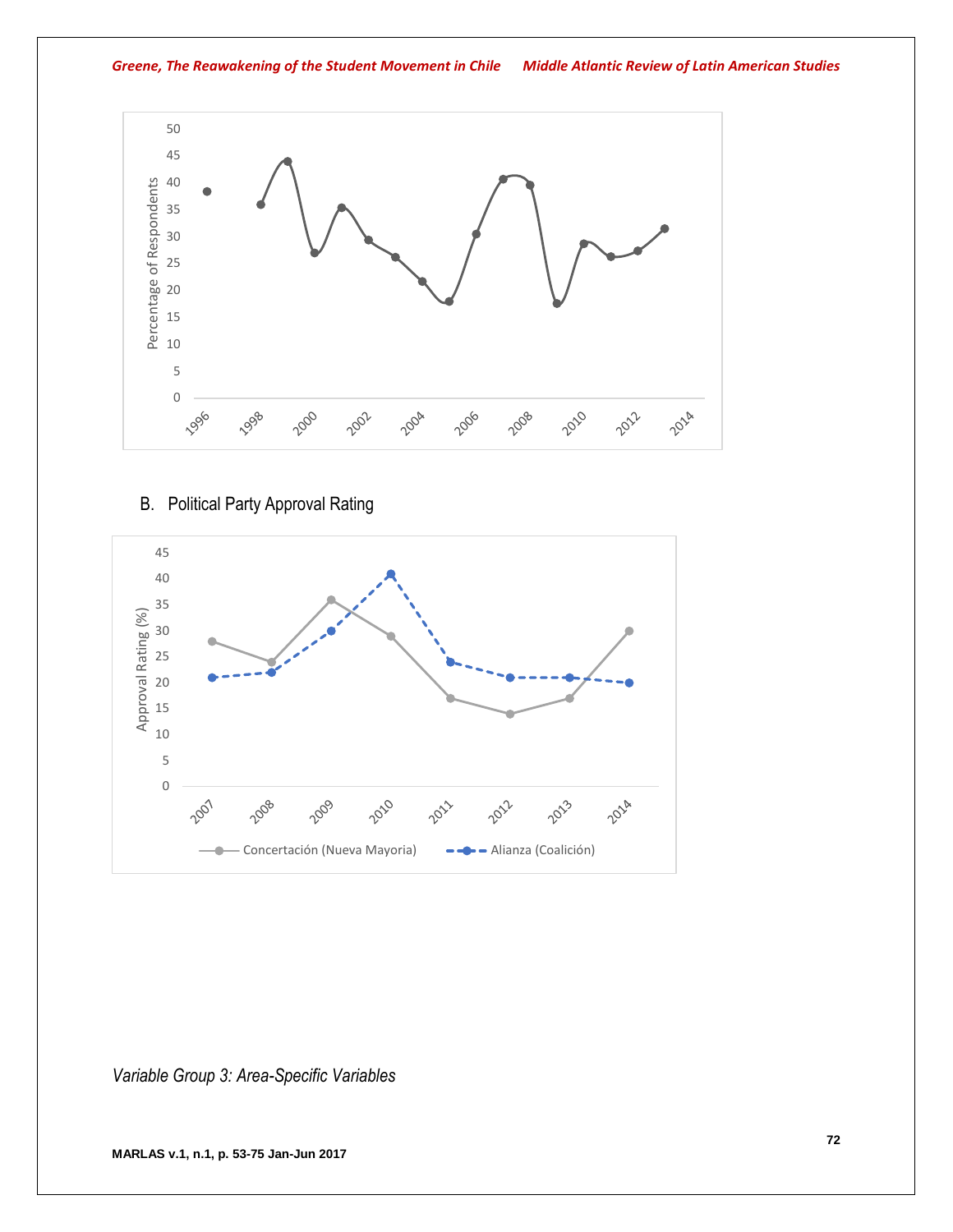B. Political Party Approval Rating

*Variable Group 3: Area-Specific Variables*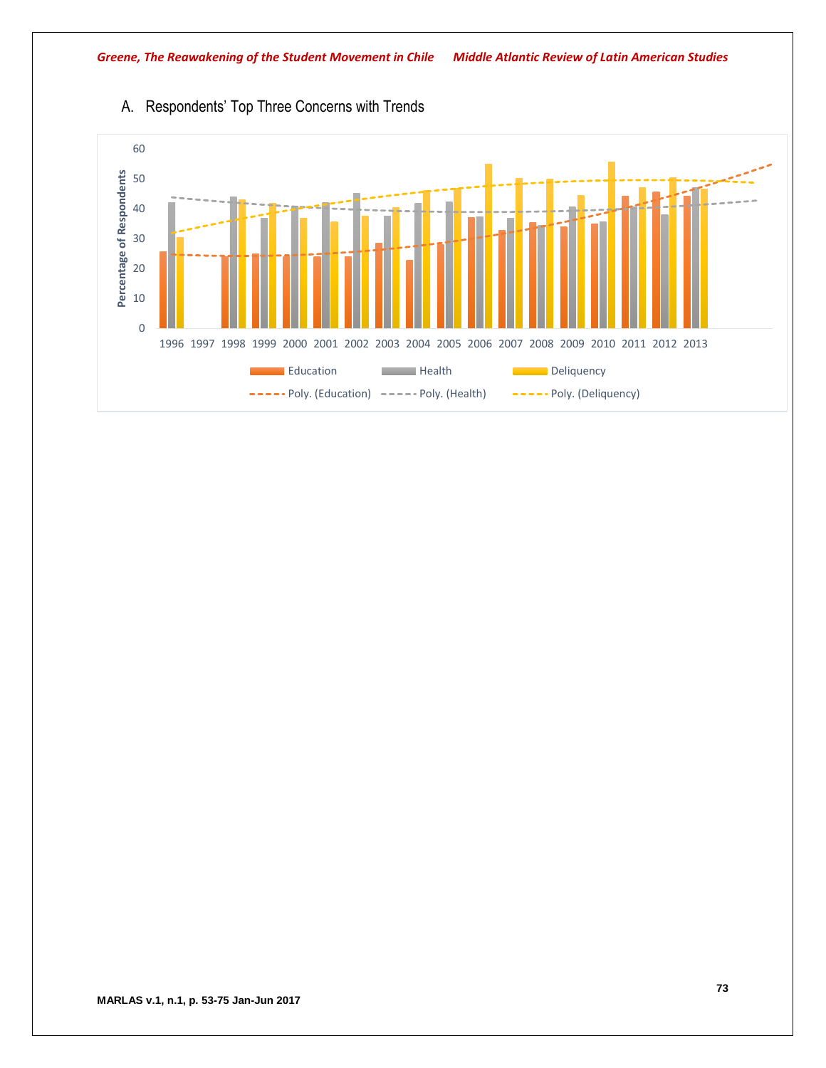A. Respondents' Top Three Concerns with Trends

Percentage of Respondents

60
50
40
30
20
10
0

1996 1997 1998 1999 2000 2001 2002 2003 2004 2005 2006 2007 2008 2009 2010 2011 2012 2013

Education Health Deliquency

Poly. (Education) Poly. (Health) Poly. (Deliquency)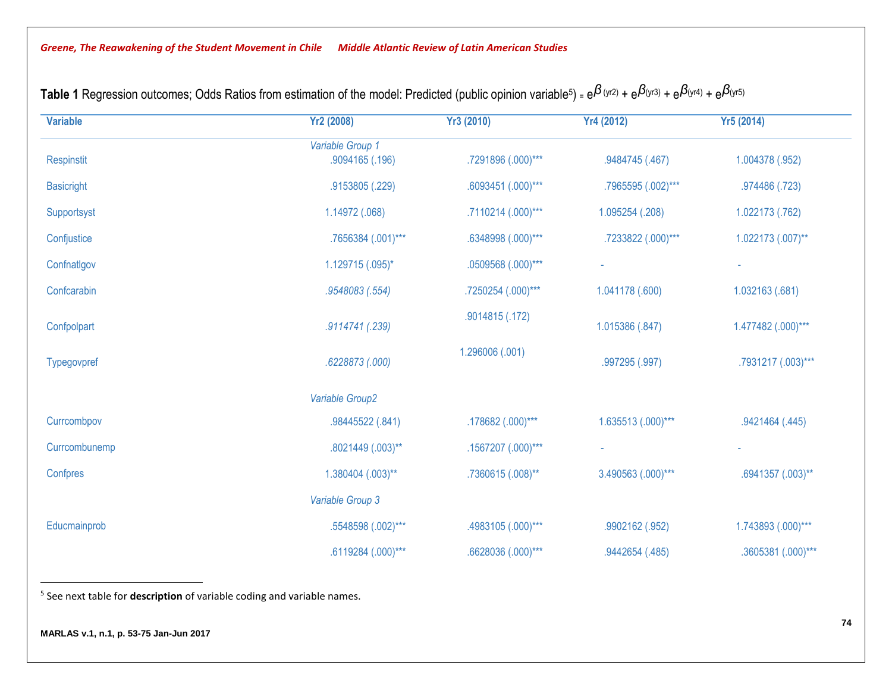**Table 1** Regression outcomes; Odds Ratios from estimation of the model: Predicted (public opinion variable[5]) = $e^{\beta(yr2)} + e^{\beta(yr3)} + e^{\beta(yr4)} + e^{\beta(yr5)}$

| Variable | Yr2 (2008) | Yr3 (2010) | Yr4 (2012) | Yr5 (2014) |
|---|---|---|---|---|
| | *Variable Group 1* | | | |
| Respinstit | .9094165 (.196) | .7291896 (.000)*** | .9484745 (.467) | 1.004378 (.952) |
| Basicright | .9153805 (.229) | .6093451 (.000)*** | .7965595 (.002)*** | .974486 (.723) |
| Supportsyst | 1.14972 (.068) | .7110214 (.000)*** | 1.095254 (.208) | 1.022173 (.762) |
| Confjustice | .7656384 (.001)*** | .6348998 (.000)*** | .7233822 (.000)*** | 1.022173 (.007)** |
| Confnatlgov | 1.129715 (.095)* | .0509568 (.000)*** | - | - |
| Confcarabin | *.9548083 (.554)* | .7250254 (.000)*** | 1.041178 (.600) | 1.032163 (.681) |
| Confpolpart | *.9114741 (.239)* | .9014815 (.172) | 1.015386 (.847) | 1.477482 (.000)*** |
| Typegovpref | *.6228873 (.000)* | 1.296006 (.001) | .997295 (.997) | .7931217 (.003)*** |
| | *Variable Group2* | | | |
| Currcombpov | .98445522 (.841) | .178682 (.000)*** | 1.635513 (.000)*** | .9421464 (.445) |
| Currcombunemp | .8021449 (.003)** | .1567207 (.000)*** | - | - |
| Confpres | 1.380404 (.003)** | .7360615 (.008)** | 3.490563 (.000)*** | .6941357 (.003)** |
| | *Variable Group 3* | | | |
| Educmainprob | .5548598 (.002)*** | .4983105 (.000)*** | .9902162 (.952) | 1.743893 (.000)*** |
| | .6119284 (.000)*** | .6628036 (.000)*** | .9442654 (.485) | .3605381 (.000)*** |

[5] See next table for **description** of variable coding and variable names.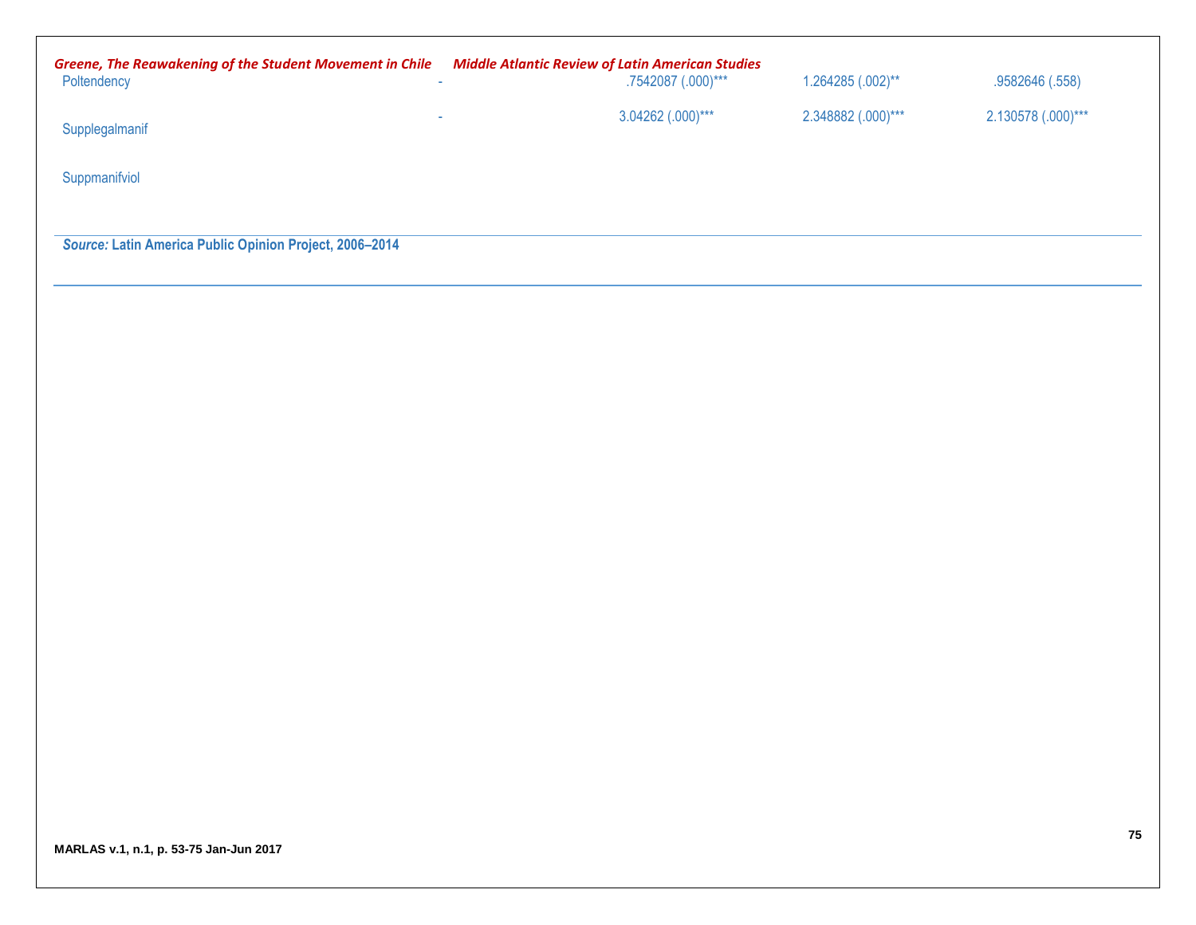| | | | | |
|---|---|---|---|---|
| Poltendency | - | .7542087 (.000)*** | 1.264285 (.002)** | .9582646 (.558) |
| Supplegalmanif | - | 3.04262 (.000)*** | 2.348882 (.000)*** | 2.130578 (.000)*** |
| Suppmanifviol | | | | |

***Source:*** **Latin America Public Opinion Project, 2006–2014**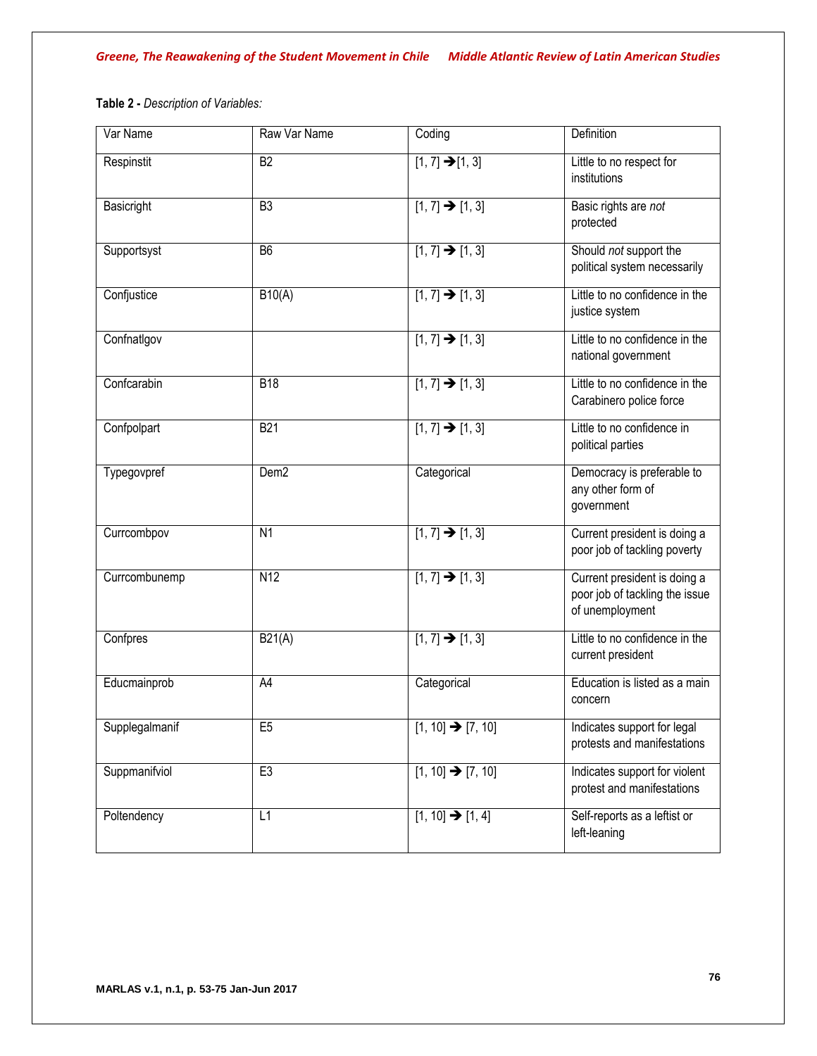**Table 2 -** *Description of Variables:*

| Var Name | Raw Var Name | Coding | Definition |
|---|---|---|---|
| Respinstit | B2 | [1, 7] ➔[1, 3] | Little to no respect for institutions |
| Basicright | B3 | [1, 7] ➔ [1, 3] | Basic rights are *not* protected |
| Supportsyst | B6 | [1, 7] ➔ [1, 3] | Should *not* support the political system necessarily |
| Confjustice | B10(A) | [1, 7] ➔ [1, 3] | Little to no confidence in the justice system |
| Confnatlgov | | [1, 7] ➔ [1, 3] | Little to no confidence in the national government |
| Confcarabin | B18 | [1, 7] ➔ [1, 3] | Little to no confidence in the Carabinero police force |
| Confpolpart | B21 | [1, 7] ➔ [1, 3] | Little to no confidence in political parties |
| Typegovpref | Dem2 | Categorical | Democracy is preferable to any other form of government |
| Currcombpov | N1 | [1, 7] ➔ [1, 3] | Current president is doing a poor job of tackling poverty |
| Currcombunemp | N12 | [1, 7] ➔ [1, 3] | Current president is doing a poor job of tackling the issue of unemployment |
| Confpres | B21(A) | [1, 7] ➔ [1, 3] | Little to no confidence in the current president |
| Educmainprob | A4 | Categorical | Education is listed as a main concern |
| Supplegalmanif | E5 | [1, 10] ➔ [7, 10] | Indicates support for legal protests and manifestations |
| Suppmanifviol | E3 | [1, 10] ➔ [7, 10] | Indicates support for violent protest and manifestations |
| Poltendency | L1 | [1, 10] ➔ [1, 4] | Self-reports as a leftist or left-leaning |